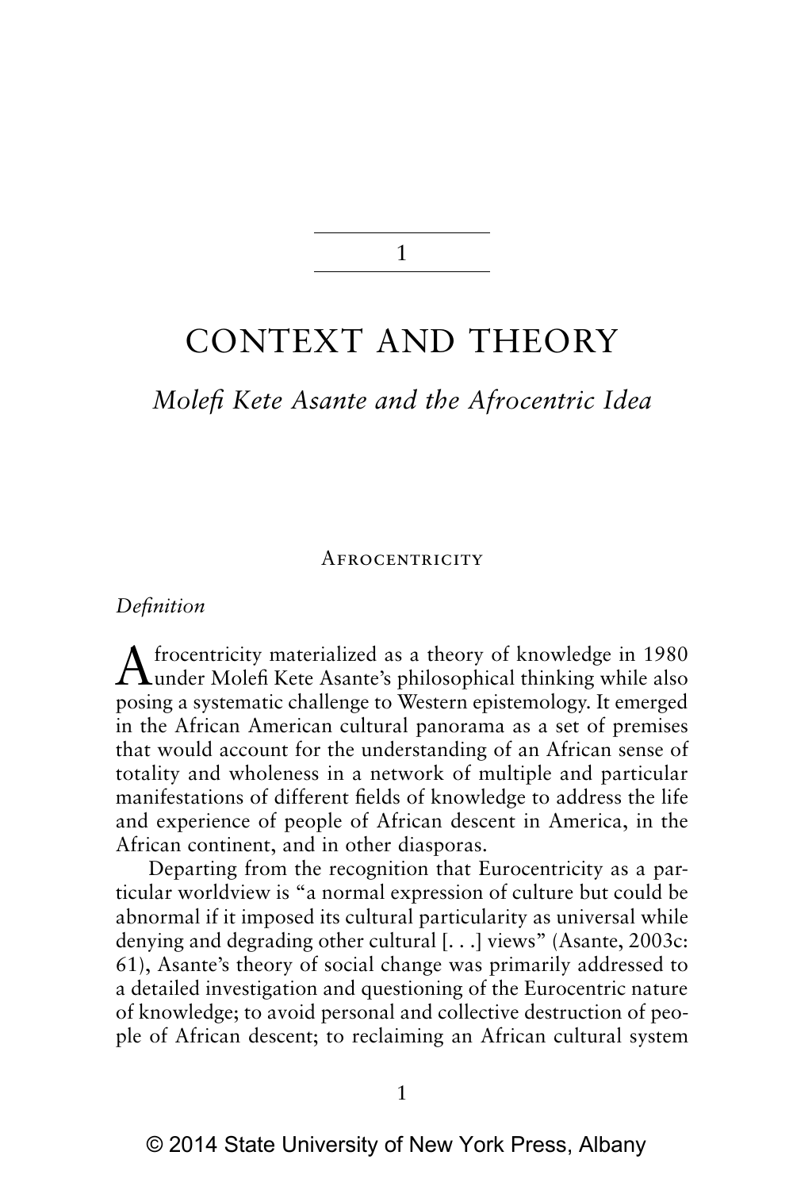# 1

# CONTEXT AND THEORY

## *Molefi Kete Asante and the Afrocentric Idea*

### Afrocentricity

*Definition*

Afrocentricity materialized as a theory of knowledge in 1980 under Molefi Kete Asante's philosophical thinking while also posing a systematic challenge to Western epistemology. It emerged in the African American cultural panorama as a set of premises that would account for the understanding of an African sense of totality and wholeness in a network of multiple and particular manifestations of different fields of knowledge to address the life and experience of people of African descent in America, in the African continent, and in other diasporas.

Departing from the recognition that Eurocentricity as a particular worldview is "a normal expression of culture but could be abnormal if it imposed its cultural particularity as universal while denying and degrading other cultural [. . .] views" (Asante, 2003c: 61), Asante's theory of social change was primarily addressed to a detailed investigation and questioning of the Eurocentric nature of knowledge; to avoid personal and collective destruction of people of African descent; to reclaiming an African cultural system

© 2014 State University of New York Press, Albany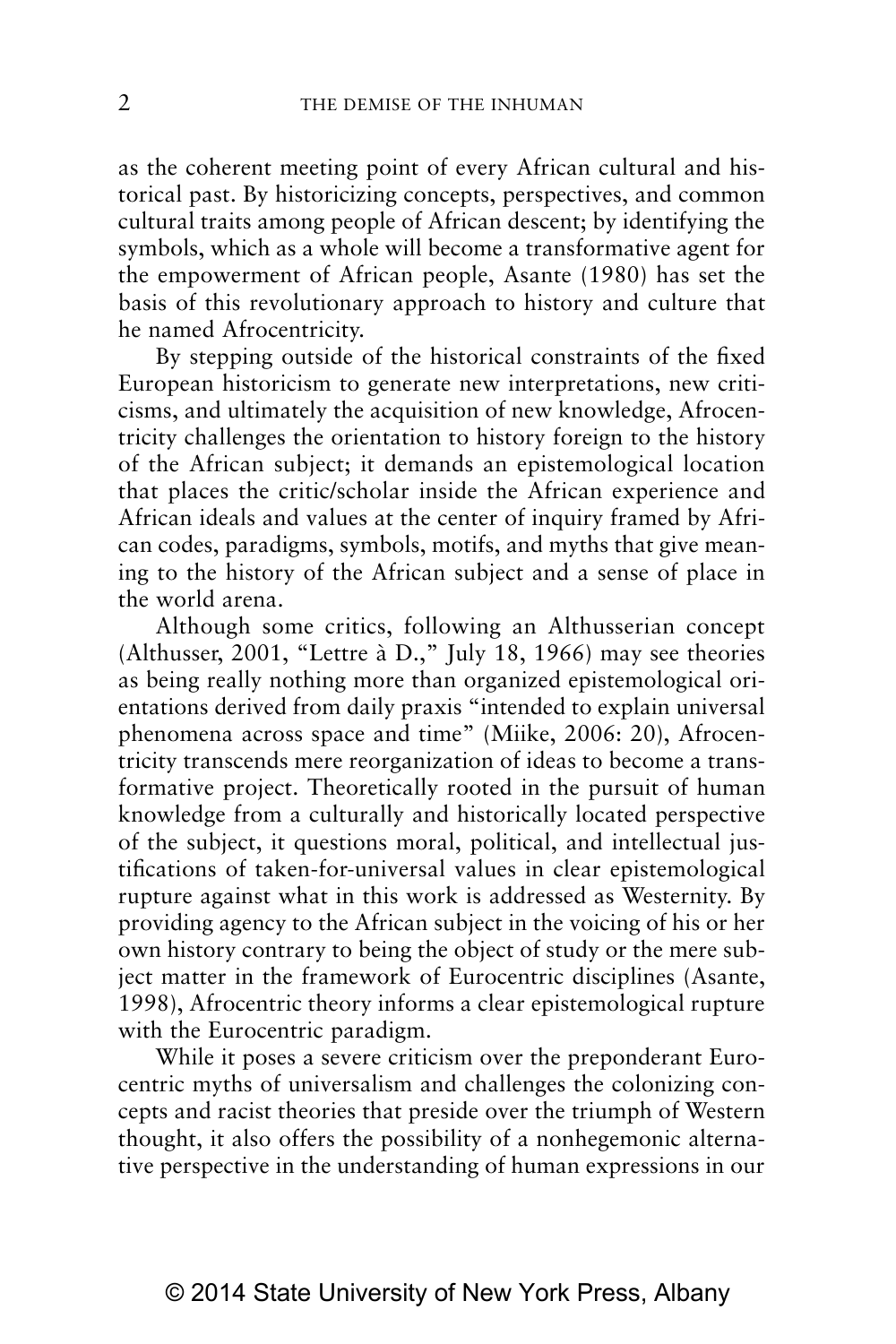as the coherent meeting point of every African cultural and historical past. By historicizing concepts, perspectives, and common cultural traits among people of African descent; by identifying the symbols, which as a whole will become a transformative agent for the empowerment of African people, Asante (1980) has set the basis of this revolutionary approach to history and culture that he named Afrocentricity.

By stepping outside of the historical constraints of the fixed European historicism to generate new interpretations, new criticisms, and ultimately the acquisition of new knowledge, Afrocentricity challenges the orientation to history foreign to the history of the African subject; it demands an epistemological location that places the critic/scholar inside the African experience and African ideals and values at the center of inquiry framed by African codes, paradigms, symbols, motifs, and myths that give meaning to the history of the African subject and a sense of place in the world arena.

Although some critics, following an Althusserian concept (Althusser, 2001, "Lettre à D.," July 18, 1966) may see theories as being really nothing more than organized epistemological orientations derived from daily praxis "intended to explain universal phenomena across space and time" (Miike, 2006: 20), Afrocentricity transcends mere reorganization of ideas to become a transformative project. Theoretically rooted in the pursuit of human knowledge from a culturally and historically located perspective of the subject, it questions moral, political, and intellectual justifications of taken-for-universal values in clear epistemological rupture against what in this work is addressed as Westernity. By providing agency to the African subject in the voicing of his or her own history contrary to being the object of study or the mere subject matter in the framework of Eurocentric disciplines (Asante, 1998), Afrocentric theory informs a clear epistemological rupture with the Eurocentric paradigm.

While it poses a severe criticism over the preponderant Eurocentric myths of universalism and challenges the colonizing concepts and racist theories that preside over the triumph of Western thought, it also offers the possibility of a nonhegemonic alternative perspective in the understanding of human expressions in our

© 2014 State University of New York Press, Albany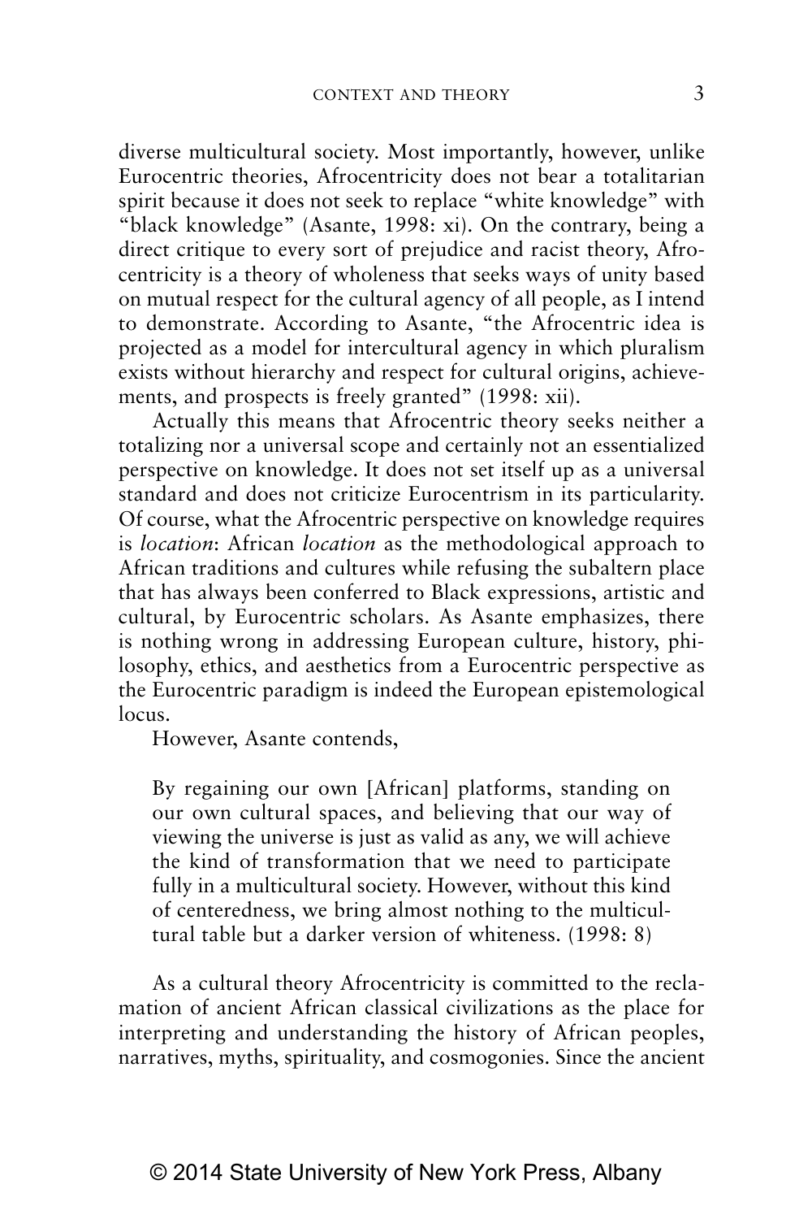diverse multicultural society. Most importantly, however, unlike Eurocentric theories, Afrocentricity does not bear a totalitarian spirit because it does not seek to replace "white knowledge" with "black knowledge" (Asante, 1998: xi). On the contrary, being a direct critique to every sort of prejudice and racist theory, Afrocentricity is a theory of wholeness that seeks ways of unity based on mutual respect for the cultural agency of all people, as I intend to demonstrate. According to Asante, "the Afrocentric idea is projected as a model for intercultural agency in which pluralism exists without hierarchy and respect for cultural origins, achievements, and prospects is freely granted" (1998: xii).

Actually this means that Afrocentric theory seeks neither a totalizing nor a universal scope and certainly not an essentialized perspective on knowledge. It does not set itself up as a universal standard and does not criticize Eurocentrism in its particularity. Of course, what the Afrocentric perspective on knowledge requires is *location*: African *location* as the methodological approach to African traditions and cultures while refusing the subaltern place that has always been conferred to Black expressions, artistic and cultural, by Eurocentric scholars. As Asante emphasizes, there is nothing wrong in addressing European culture, history, philosophy, ethics, and aesthetics from a Eurocentric perspective as the Eurocentric paradigm is indeed the European epistemological locus.

However, Asante contends,

> By regaining our own [African] platforms, standing on our own cultural spaces, and believing that our way of viewing the universe is just as valid as any, we will achieve the kind of transformation that we need to participate fully in a multicultural society. However, without this kind of centeredness, we bring almost nothing to the multicultural table but a darker version of whiteness. (1998: 8)

As a cultural theory Afrocentricity is committed to the reclamation of ancient African classical civilizations as the place for interpreting and understanding the history of African peoples, narratives, myths, spirituality, and cosmogonies. Since the ancient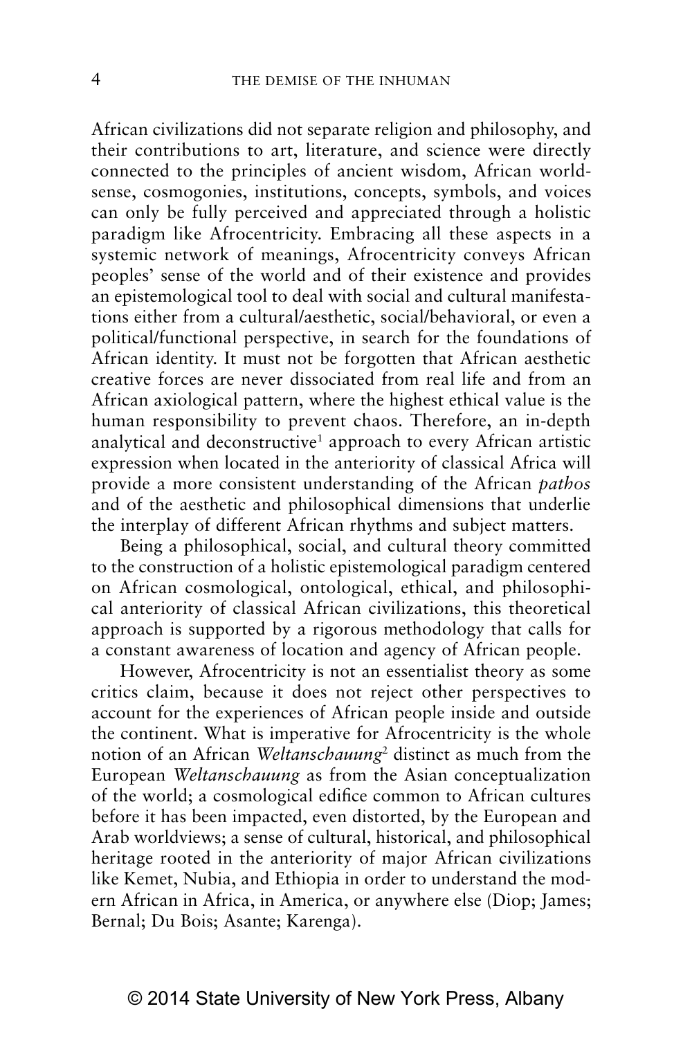African civilizations did not separate religion and philosophy, and their contributions to art, literature, and science were directly connected to the principles of ancient wisdom, African world-sense, cosmogonies, institutions, concepts, symbols, and voices can only be fully perceived and appreciated through a holistic paradigm like Afrocentricity. Embracing all these aspects in a systemic network of meanings, Afrocentricity conveys African peoples' sense of the world and of their existence and provides an epistemological tool to deal with social and cultural manifestations either from a cultural/aesthetic, social/behavioral, or even a political/functional perspective, in search for the foundations of African identity. It must not be forgotten that African aesthetic creative forces are never dissociated from real life and from an African axiological pattern, where the highest ethical value is the human responsibility to prevent chaos. Therefore, an in-depth analytical and deconstructive[1] approach to every African artistic expression when located in the anteriority of classical Africa will provide a more consistent understanding of the African *pathos* and of the aesthetic and philosophical dimensions that underlie the interplay of different African rhythms and subject matters.

Being a philosophical, social, and cultural theory committed to the construction of a holistic epistemological paradigm centered on African cosmological, ontological, ethical, and philosophical anteriority of classical African civilizations, this theoretical approach is supported by a rigorous methodology that calls for a constant awareness of location and agency of African people.

However, Afrocentricity is not an essentialist theory as some critics claim, because it does not reject other perspectives to account for the experiences of African people inside and outside the continent. What is imperative for Afrocentricity is the whole notion of an African *Weltanschauung*[2] distinct as much from the European *Weltanschauung* as from the Asian conceptualization of the world; a cosmological edifice common to African cultures before it has been impacted, even distorted, by the European and Arab worldviews; a sense of cultural, historical, and philosophical heritage rooted in the anteriority of major African civilizations like Kemet, Nubia, and Ethiopia in order to understand the modern African in Africa, in America, or anywhere else (Diop; James; Bernal; Du Bois; Asante; Karenga).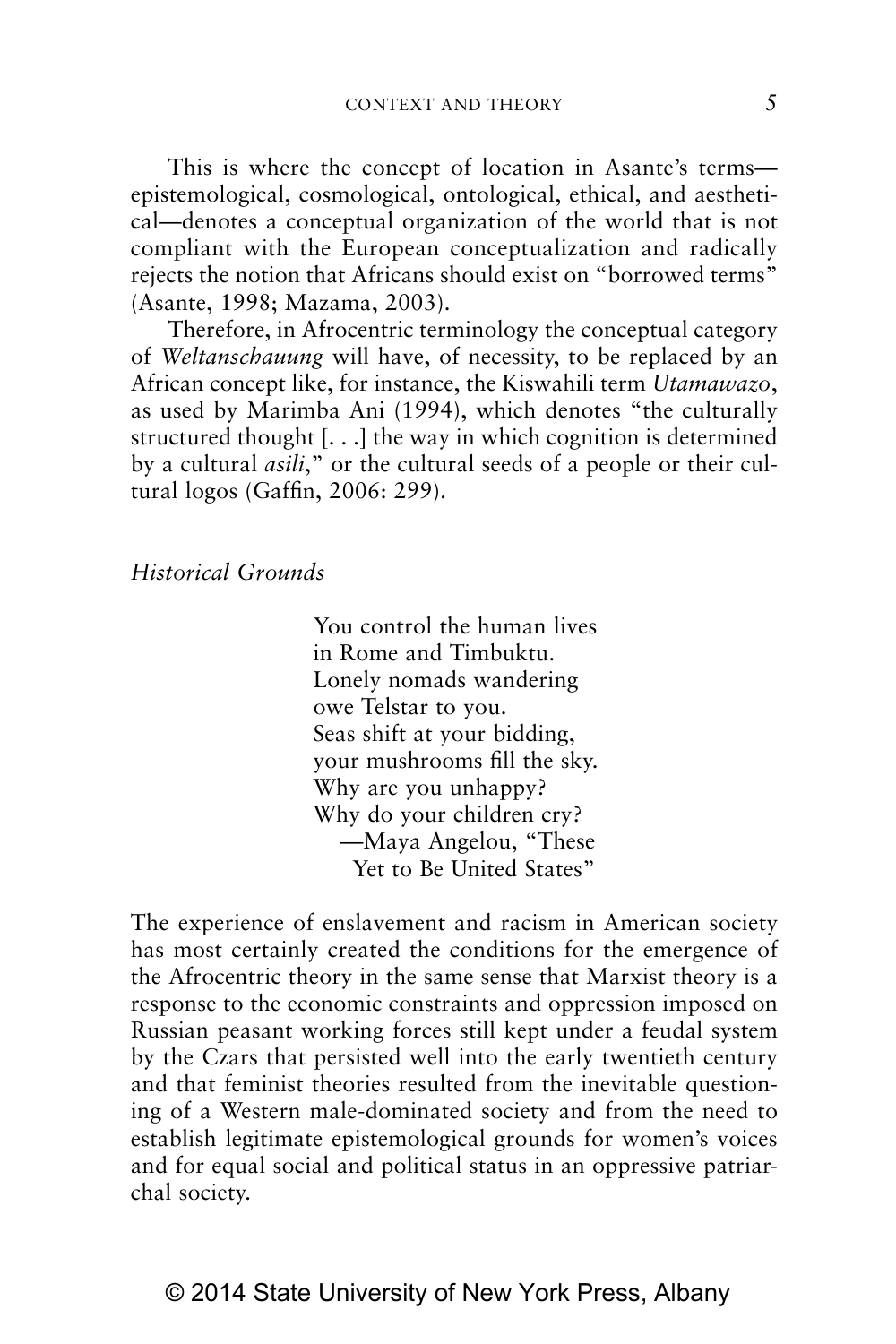This is where the concept of location in Asante's terms—epistemological, cosmological, ontological, ethical, and aesthetical—denotes a conceptual organization of the world that is not compliant with the European conceptualization and radically rejects the notion that Africans should exist on "borrowed terms" (Asante, 1998; Mazama, 2003).

Therefore, in Afrocentric terminology the conceptual category of *Weltanschauung* will have, of necessity, to be replaced by an African concept like, for instance, the Kiswahili term *Utamawazo*, as used by Marimba Ani (1994), which denotes "the culturally structured thought [. . .] the way in which cognition is determined by a cultural *asili*," or the cultural seeds of a people or their cultural logos (Gaffin, 2006: 299).

*Historical Grounds*

> You control the human lives
> in Rome and Timbuktu.
> Lonely nomads wandering
> owe Telstar to you.
> Seas shift at your bidding,
> your mushrooms fill the sky.
> Why are you unhappy?
> Why do your children cry?
> —Maya Angelou, "These Yet to Be United States"

The experience of enslavement and racism in American society has most certainly created the conditions for the emergence of the Afrocentric theory in the same sense that Marxist theory is a response to the economic constraints and oppression imposed on Russian peasant working forces still kept under a feudal system by the Czars that persisted well into the early twentieth century and that feminist theories resulted from the inevitable questioning of a Western male-dominated society and from the need to establish legitimate epistemological grounds for women's voices and for equal social and political status in an oppressive patriarchal society.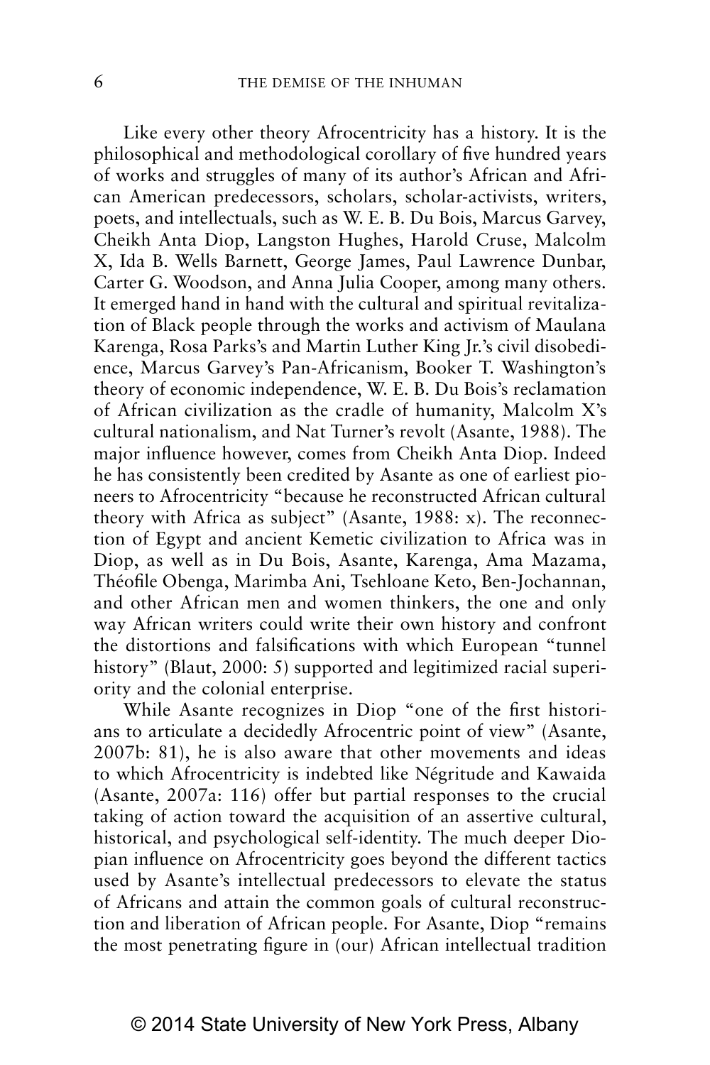Like every other theory Afrocentricity has a history. It is the philosophical and methodological corollary of five hundred years of works and struggles of many of its author's African and African American predecessors, scholars, scholar-activists, writers, poets, and intellectuals, such as W. E. B. Du Bois, Marcus Garvey, Cheikh Anta Diop, Langston Hughes, Harold Cruse, Malcolm X, Ida B. Wells Barnett, George James, Paul Lawrence Dunbar, Carter G. Woodson, and Anna Julia Cooper, among many others. It emerged hand in hand with the cultural and spiritual revitalization of Black people through the works and activism of Maulana Karenga, Rosa Parks's and Martin Luther King Jr.'s civil disobedience, Marcus Garvey's Pan-Africanism, Booker T. Washington's theory of economic independence, W. E. B. Du Bois's reclamation of African civilization as the cradle of humanity, Malcolm X's cultural nationalism, and Nat Turner's revolt (Asante, 1988). The major influence however, comes from Cheikh Anta Diop. Indeed he has consistently been credited by Asante as one of earliest pioneers to Afrocentricity "because he reconstructed African cultural theory with Africa as subject" (Asante, 1988: x). The reconnection of Egypt and ancient Kemetic civilization to Africa was in Diop, as well as in Du Bois, Asante, Karenga, Ama Mazama, Théofile Obenga, Marimba Ani, Tsehloane Keto, Ben-Jochannan, and other African men and women thinkers, the one and only way African writers could write their own history and confront the distortions and falsifications with which European "tunnel history" (Blaut, 2000: 5) supported and legitimized racial superiority and the colonial enterprise.

While Asante recognizes in Diop "one of the first historians to articulate a decidedly Afrocentric point of view" (Asante, 2007b: 81), he is also aware that other movements and ideas to which Afrocentricity is indebted like Négritude and Kawaida (Asante, 2007a: 116) offer but partial responses to the crucial taking of action toward the acquisition of an assertive cultural, historical, and psychological self-identity. The much deeper Diopian influence on Afrocentricity goes beyond the different tactics used by Asante's intellectual predecessors to elevate the status of Africans and attain the common goals of cultural reconstruction and liberation of African people. For Asante, Diop "remains the most penetrating figure in (our) African intellectual tradition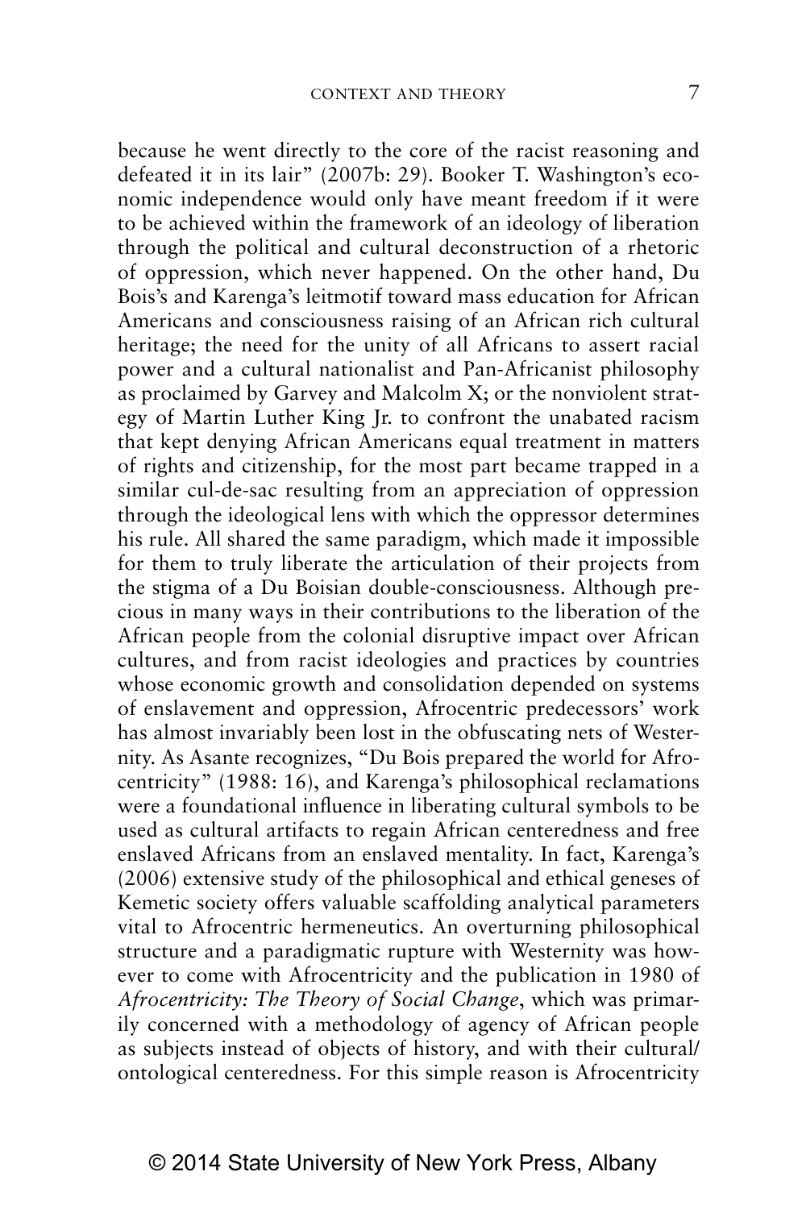because he went directly to the core of the racist reasoning and defeated it in its lair" (2007b: 29). Booker T. Washington's economic independence would only have meant freedom if it were to be achieved within the framework of an ideology of liberation through the political and cultural deconstruction of a rhetoric of oppression, which never happened. On the other hand, Du Bois's and Karenga's leitmotif toward mass education for African Americans and consciousness raising of an African rich cultural heritage; the need for the unity of all Africans to assert racial power and a cultural nationalist and Pan-Africanist philosophy as proclaimed by Garvey and Malcolm X; or the nonviolent strategy of Martin Luther King Jr. to confront the unabated racism that kept denying African Americans equal treatment in matters of rights and citizenship, for the most part became trapped in a similar cul-de-sac resulting from an appreciation of oppression through the ideological lens with which the oppressor determines his rule. All shared the same paradigm, which made it impossible for them to truly liberate the articulation of their projects from the stigma of a Du Boisian double-consciousness. Although precious in many ways in their contributions to the liberation of the African people from the colonial disruptive impact over African cultures, and from racist ideologies and practices by countries whose economic growth and consolidation depended on systems of enslavement and oppression, Afrocentric predecessors' work has almost invariably been lost in the obfuscating nets of Westernity. As Asante recognizes, "Du Bois prepared the world for Afrocentricity" (1988: 16), and Karenga's philosophical reclamations were a foundational influence in liberating cultural symbols to be used as cultural artifacts to regain African centeredness and free enslaved Africans from an enslaved mentality. In fact, Karenga's (2006) extensive study of the philosophical and ethical geneses of Kemetic society offers valuable scaffolding analytical parameters vital to Afrocentric hermeneutics. An overturning philosophical structure and a paradigmatic rupture with Westernity was however to come with Afrocentricity and the publication in 1980 of *Afrocentricity: The Theory of Social Change*, which was primarily concerned with a methodology of agency of African people as subjects instead of objects of history, and with their cultural/ontological centeredness. For this simple reason is Afrocentricity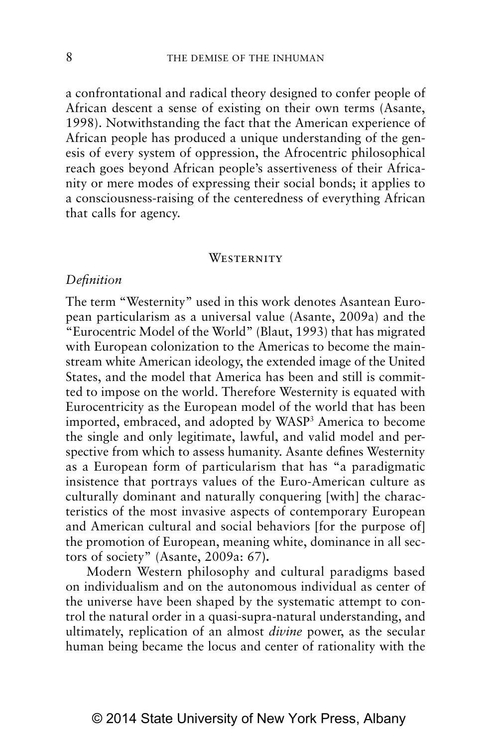a confrontational and radical theory designed to confer people of African descent a sense of existing on their own terms (Asante, 1998). Notwithstanding the fact that the American experience of African people has produced a unique understanding of the genesis of every system of oppression, the Afrocentric philosophical reach goes beyond African people's assertiveness of their Africanity or mere modes of expressing their social bonds; it applies to a consciousness-raising of the centeredness of everything African that calls for agency.

## Westernity

### *Definition*

The term "Westernity" used in this work denotes Asantean European particularism as a universal value (Asante, 2009a) and the "Eurocentric Model of the World" (Blaut, 1993) that has migrated with European colonization to the Americas to become the mainstream white American ideology, the extended image of the United States, and the model that America has been and still is committed to impose on the world. Therefore Westernity is equated with Eurocentricity as the European model of the world that has been imported, embraced, and adopted by WASP[3] America to become the single and only legitimate, lawful, and valid model and perspective from which to assess humanity. Asante defines Westernity as a European form of particularism that has "a paradigmatic insistence that portrays values of the Euro-American culture as culturally dominant and naturally conquering [with] the characteristics of the most invasive aspects of contemporary European and American cultural and social behaviors [for the purpose of] the promotion of European, meaning white, dominance in all sectors of society" (Asante, 2009a: 67).

Modern Western philosophy and cultural paradigms based on individualism and on the autonomous individual as center of the universe have been shaped by the systematic attempt to control the natural order in a quasi-supra-natural understanding, and ultimately, replication of an almost *divine* power, as the secular human being became the locus and center of rationality with the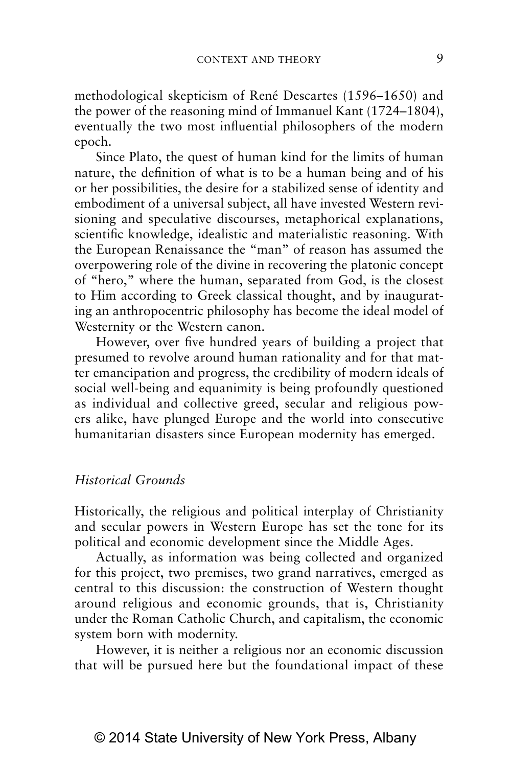methodological skepticism of René Descartes (1596–1650) and the power of the reasoning mind of Immanuel Kant (1724–1804), eventually the two most influential philosophers of the modern epoch.

Since Plato, the quest of human kind for the limits of human nature, the definition of what is to be a human being and of his or her possibilities, the desire for a stabilized sense of identity and embodiment of a universal subject, all have invested Western revisioning and speculative discourses, metaphorical explanations, scientific knowledge, idealistic and materialistic reasoning. With the European Renaissance the "man" of reason has assumed the overpowering role of the divine in recovering the platonic concept of "hero," where the human, separated from God, is the closest to Him according to Greek classical thought, and by inaugurating an anthropocentric philosophy has become the ideal model of Westernity or the Western canon.

However, over five hundred years of building a project that presumed to revolve around human rationality and for that matter emancipation and progress, the credibility of modern ideals of social well-being and equanimity is being profoundly questioned as individual and collective greed, secular and religious powers alike, have plunged Europe and the world into consecutive humanitarian disasters since European modernity has emerged.

### *Historical Grounds*

Historically, the religious and political interplay of Christianity and secular powers in Western Europe has set the tone for its political and economic development since the Middle Ages.

Actually, as information was being collected and organized for this project, two premises, two grand narratives, emerged as central to this discussion: the construction of Western thought around religious and economic grounds, that is, Christianity under the Roman Catholic Church, and capitalism, the economic system born with modernity.

However, it is neither a religious nor an economic discussion that will be pursued here but the foundational impact of these

© 2014 State University of New York Press, Albany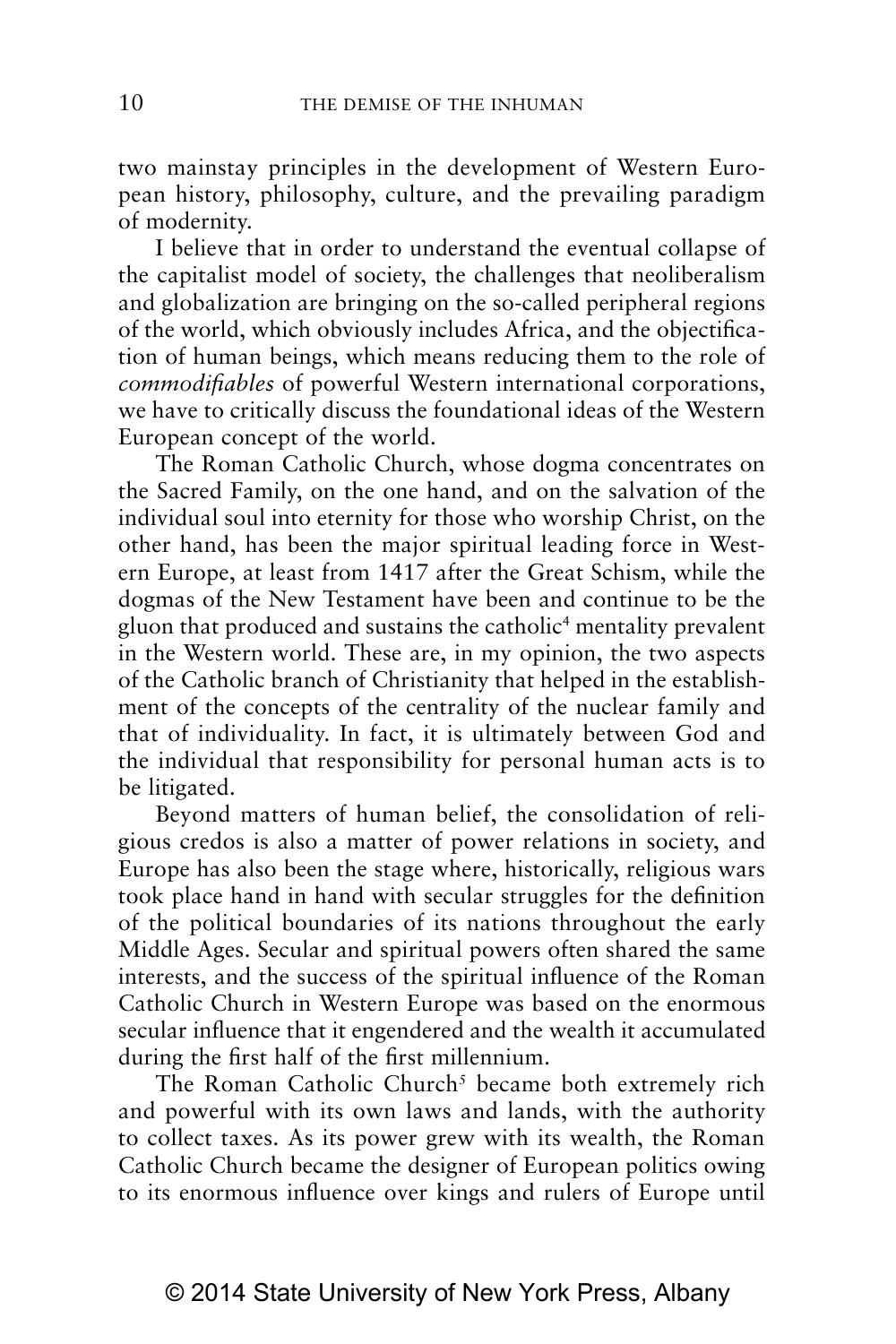two mainstay principles in the development of Western European history, philosophy, culture, and the prevailing paradigm of modernity.

I believe that in order to understand the eventual collapse of the capitalist model of society, the challenges that neoliberalism and globalization are bringing on the so-called peripheral regions of the world, which obviously includes Africa, and the objectification of human beings, which means reducing them to the role of *commodifiables* of powerful Western international corporations, we have to critically discuss the foundational ideas of the Western European concept of the world.

The Roman Catholic Church, whose dogma concentrates on the Sacred Family, on the one hand, and on the salvation of the individual soul into eternity for those who worship Christ, on the other hand, has been the major spiritual leading force in Western Europe, at least from 1417 after the Great Schism, while the dogmas of the New Testament have been and continue to be the gluon that produced and sustains the catholic[4] mentality prevalent in the Western world. These are, in my opinion, the two aspects of the Catholic branch of Christianity that helped in the establishment of the concepts of the centrality of the nuclear family and that of individuality. In fact, it is ultimately between God and the individual that responsibility for personal human acts is to be litigated.

Beyond matters of human belief, the consolidation of religious credos is also a matter of power relations in society, and Europe has also been the stage where, historically, religious wars took place hand in hand with secular struggles for the definition of the political boundaries of its nations throughout the early Middle Ages. Secular and spiritual powers often shared the same interests, and the success of the spiritual influence of the Roman Catholic Church in Western Europe was based on the enormous secular influence that it engendered and the wealth it accumulated during the first half of the first millennium.

The Roman Catholic Church[5] became both extremely rich and powerful with its own laws and lands, with the authority to collect taxes. As its power grew with its wealth, the Roman Catholic Church became the designer of European politics owing to its enormous influence over kings and rulers of Europe until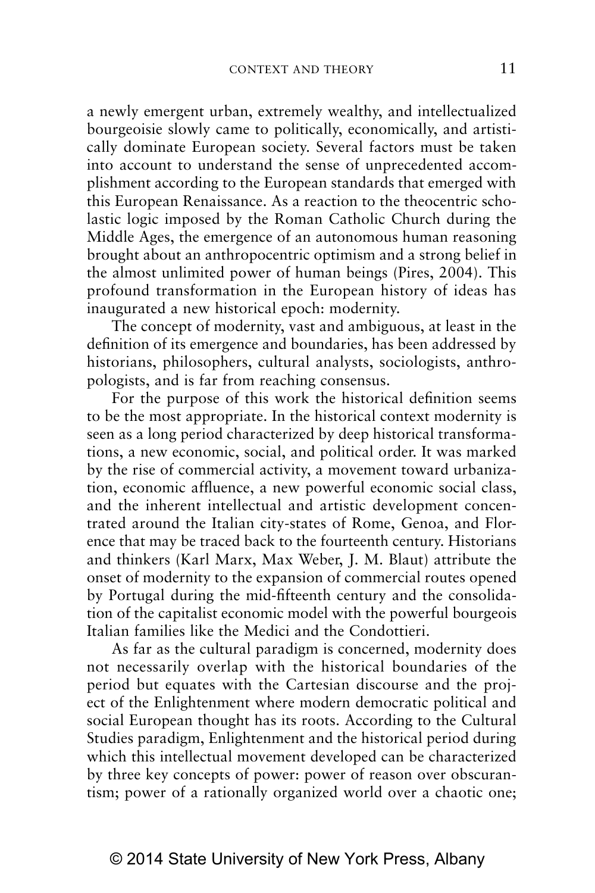a newly emergent urban, extremely wealthy, and intellectualized bourgeoisie slowly came to politically, economically, and artistically dominate European society. Several factors must be taken into account to understand the sense of unprecedented accomplishment according to the European standards that emerged with this European Renaissance. As a reaction to the theocentric scholastic logic imposed by the Roman Catholic Church during the Middle Ages, the emergence of an autonomous human reasoning brought about an anthropocentric optimism and a strong belief in the almost unlimited power of human beings (Pires, 2004). This profound transformation in the European history of ideas has inaugurated a new historical epoch: modernity.

The concept of modernity, vast and ambiguous, at least in the definition of its emergence and boundaries, has been addressed by historians, philosophers, cultural analysts, sociologists, anthropologists, and is far from reaching consensus.

For the purpose of this work the historical definition seems to be the most appropriate. In the historical context modernity is seen as a long period characterized by deep historical transformations, a new economic, social, and political order. It was marked by the rise of commercial activity, a movement toward urbanization, economic affluence, a new powerful economic social class, and the inherent intellectual and artistic development concentrated around the Italian city-states of Rome, Genoa, and Florence that may be traced back to the fourteenth century. Historians and thinkers (Karl Marx, Max Weber, J. M. Blaut) attribute the onset of modernity to the expansion of commercial routes opened by Portugal during the mid-fifteenth century and the consolidation of the capitalist economic model with the powerful bourgeois Italian families like the Medici and the Condottieri.

As far as the cultural paradigm is concerned, modernity does not necessarily overlap with the historical boundaries of the period but equates with the Cartesian discourse and the project of the Enlightenment where modern democratic political and social European thought has its roots. According to the Cultural Studies paradigm, Enlightenment and the historical period during which this intellectual movement developed can be characterized by three key concepts of power: power of reason over obscurantism; power of a rationally organized world over a chaotic one;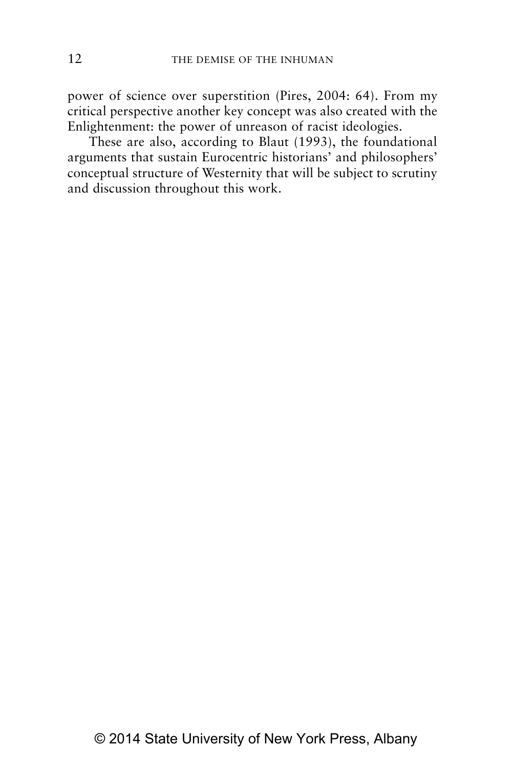power of science over superstition (Pires, 2004: 64). From my critical perspective another key concept was also created with the Enlightenment: the power of unreason of racist ideologies.

These are also, according to Blaut (1993), the foundational arguments that sustain Eurocentric historians' and philosophers' conceptual structure of Westernity that will be subject to scrutiny and discussion throughout this work.

© 2014 State University of New York Press, Albany